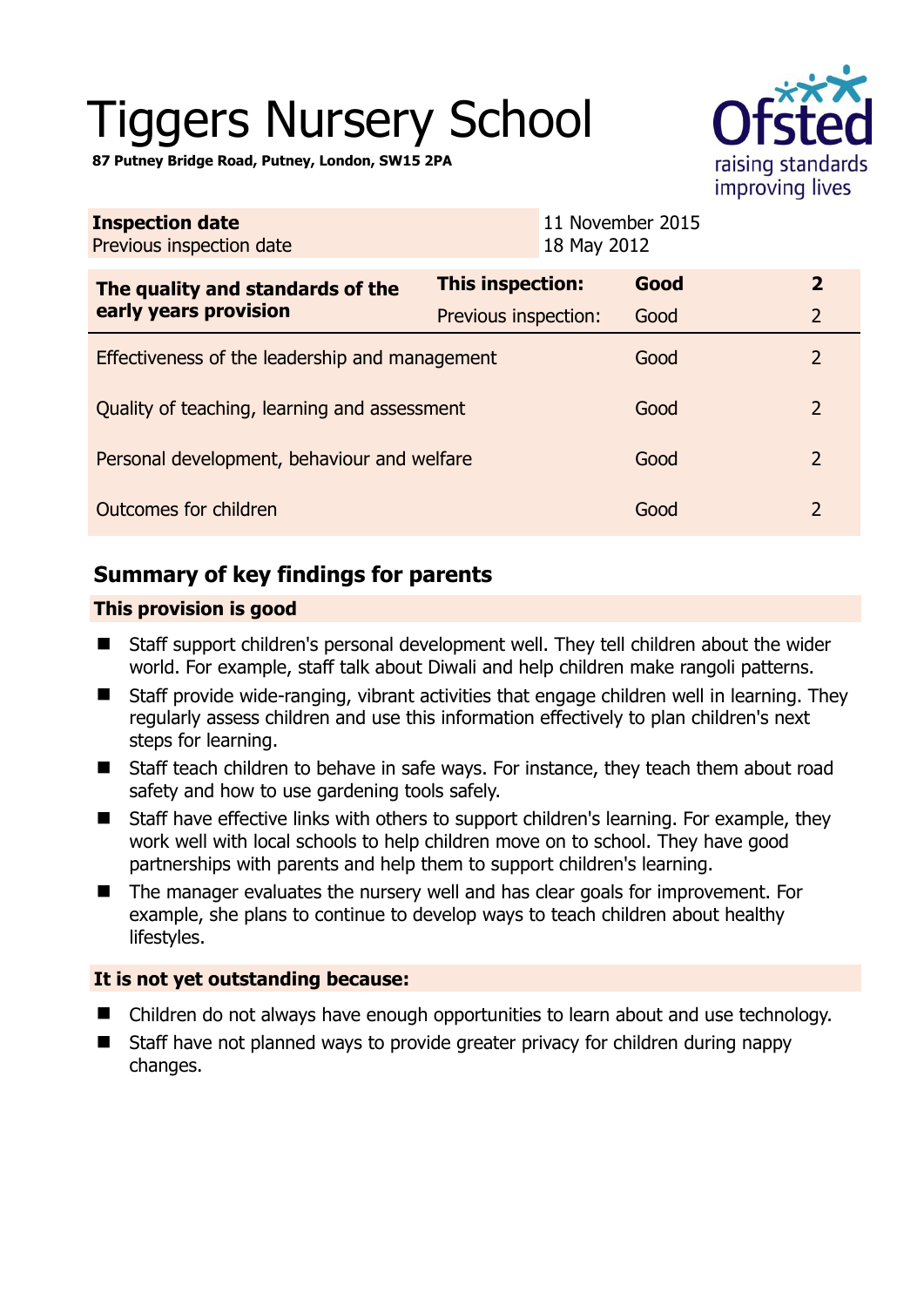# Tiggers Nursery School

**87 Putney Bridge Road, Putney, London, SW15 2PA**

| **Inspection date** | 11 November 2015 |
|---|---|
| Previous inspection date | 18 May 2012 |

| **The quality and standards of the early years provision** | **This inspection:** | **Good** | **2** |
|---|---|---|---|
| | Previous inspection: | Good | 2 |
| Effectiveness of the leadership and management | | Good | 2 |
| Quality of teaching, learning and assessment | | Good | 2 |
| Personal development, behaviour and welfare | | Good | 2 |
| Outcomes for children | | Good | 2 |

## Summary of key findings for parents

**This provision is good**

- Staff support children's personal development well. They tell children about the wider world. For example, staff talk about Diwali and help children make rangoli patterns.
- Staff provide wide-ranging, vibrant activities that engage children well in learning. They regularly assess children and use this information effectively to plan children's next steps for learning.
- Staff teach children to behave in safe ways. For instance, they teach them about road safety and how to use gardening tools safely.
- Staff have effective links with others to support children's learning. For example, they work well with local schools to help children move on to school. They have good partnerships with parents and help them to support children's learning.
- The manager evaluates the nursery well and has clear goals for improvement. For example, she plans to continue to develop ways to teach children about healthy lifestyles.

**It is not yet outstanding because:**

- Children do not always have enough opportunities to learn about and use technology.
- Staff have not planned ways to provide greater privacy for children during nappy changes.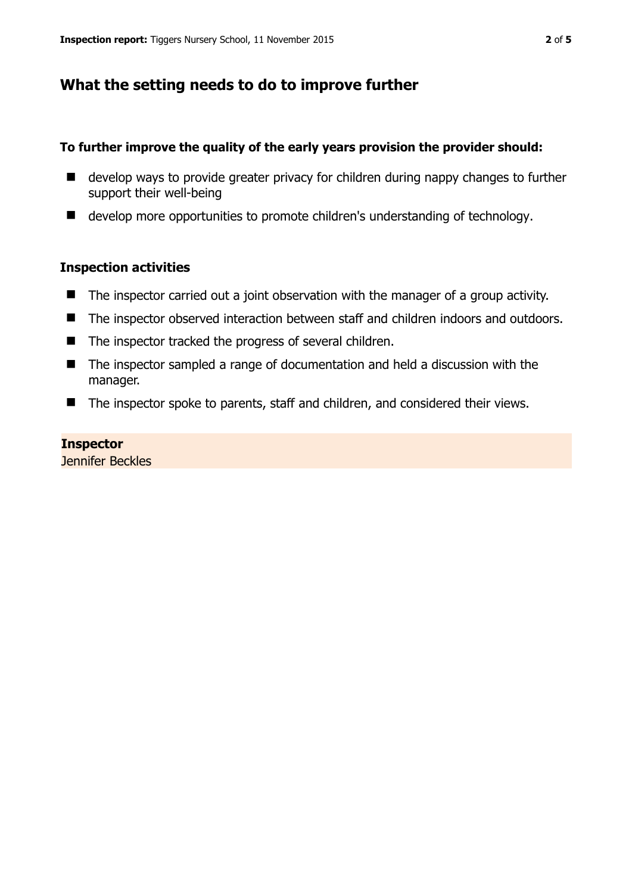## What the setting needs to do to improve further

**To further improve the quality of the early years provision the provider should:**

- develop ways to provide greater privacy for children during nappy changes to further support their well-being
- develop more opportunities to promote children's understanding of technology.

### Inspection activities

- The inspector carried out a joint observation with the manager of a group activity.
- The inspector observed interaction between staff and children indoors and outdoors.
- The inspector tracked the progress of several children.
- The inspector sampled a range of documentation and held a discussion with the manager.
- The inspector spoke to parents, staff and children, and considered their views.

**Inspector**
Jennifer Beckles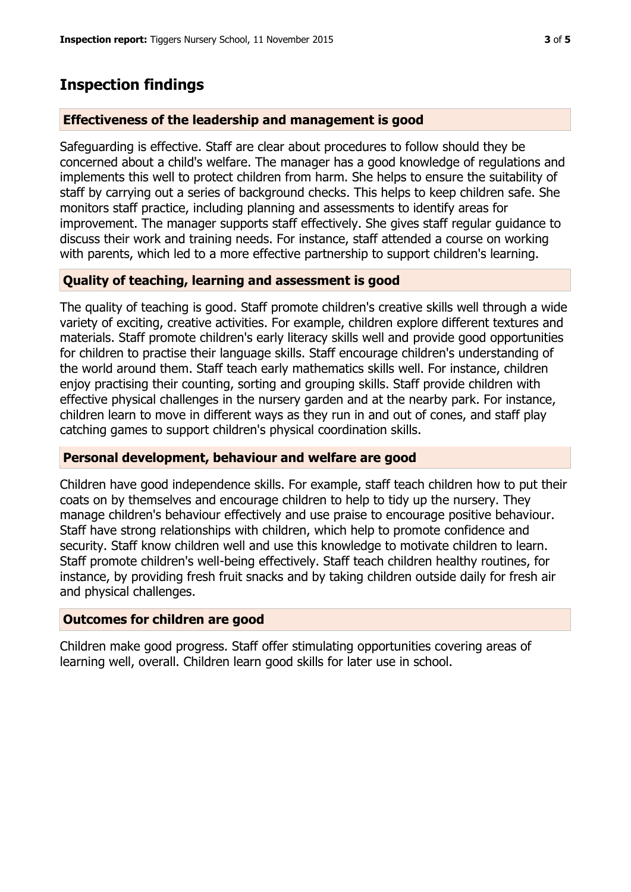## Inspection findings

### Effectiveness of the leadership and management is good

Safeguarding is effective. Staff are clear about procedures to follow should they be concerned about a child's welfare. The manager has a good knowledge of regulations and implements this well to protect children from harm. She helps to ensure the suitability of staff by carrying out a series of background checks. This helps to keep children safe. She monitors staff practice, including planning and assessments to identify areas for improvement. The manager supports staff effectively. She gives staff regular guidance to discuss their work and training needs. For instance, staff attended a course on working with parents, which led to a more effective partnership to support children's learning.

### Quality of teaching, learning and assessment is good

The quality of teaching is good. Staff promote children's creative skills well through a wide variety of exciting, creative activities. For example, children explore different textures and materials. Staff promote children's early literacy skills well and provide good opportunities for children to practise their language skills. Staff encourage children's understanding of the world around them. Staff teach early mathematics skills well. For instance, children enjoy practising their counting, sorting and grouping skills. Staff provide children with effective physical challenges in the nursery garden and at the nearby park. For instance, children learn to move in different ways as they run in and out of cones, and staff play catching games to support children's physical coordination skills.

### Personal development, behaviour and welfare are good

Children have good independence skills. For example, staff teach children how to put their coats on by themselves and encourage children to help to tidy up the nursery. They manage children's behaviour effectively and use praise to encourage positive behaviour. Staff have strong relationships with children, which help to promote confidence and security. Staff know children well and use this knowledge to motivate children to learn. Staff promote children's well-being effectively. Staff teach children healthy routines, for instance, by providing fresh fruit snacks and by taking children outside daily for fresh air and physical challenges.

### Outcomes for children are good

Children make good progress. Staff offer stimulating opportunities covering areas of learning well, overall. Children learn good skills for later use in school.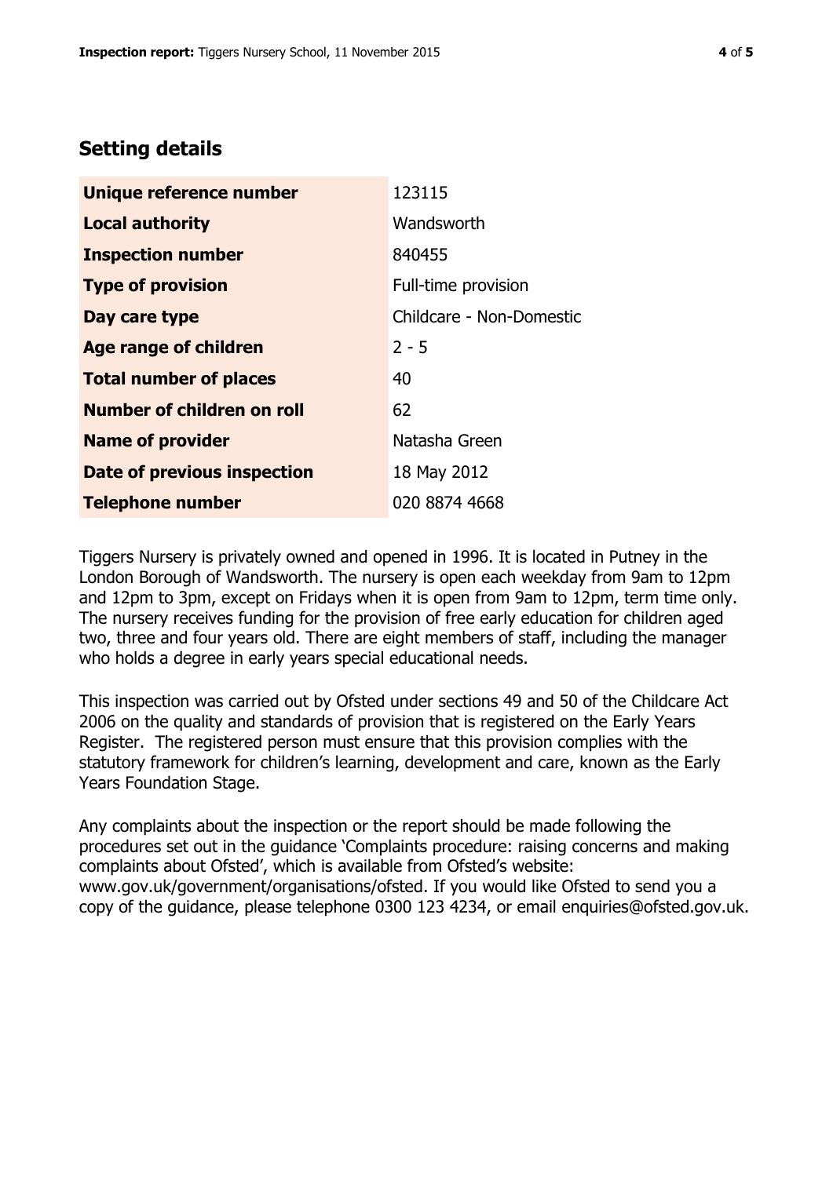## Setting details

| | |
|---|---|
| **Unique reference number** | 123115 |
| **Local authority** | Wandsworth |
| **Inspection number** | 840455 |
| **Type of provision** | Full-time provision |
| **Day care type** | Childcare - Non-Domestic |
| **Age range of children** | 2 - 5 |
| **Total number of places** | 40 |
| **Number of children on roll** | 62 |
| **Name of provider** | Natasha Green |
| **Date of previous inspection** | 18 May 2012 |
| **Telephone number** | 020 8874 4668 |

Tiggers Nursery is privately owned and opened in 1996. It is located in Putney in the London Borough of Wandsworth. The nursery is open each weekday from 9am to 12pm and 12pm to 3pm, except on Fridays when it is open from 9am to 12pm, term time only. The nursery receives funding for the provision of free early education for children aged two, three and four years old. There are eight members of staff, including the manager who holds a degree in early years special educational needs.

This inspection was carried out by Ofsted under sections 49 and 50 of the Childcare Act 2006 on the quality and standards of provision that is registered on the Early Years Register. The registered person must ensure that this provision complies with the statutory framework for children's learning, development and care, known as the Early Years Foundation Stage.

Any complaints about the inspection or the report should be made following the procedures set out in the guidance 'Complaints procedure: raising concerns and making complaints about Ofsted', which is available from Ofsted's website: www.gov.uk/government/organisations/ofsted. If you would like Ofsted to send you a copy of the guidance, please telephone 0300 123 4234, or email enquiries@ofsted.gov.uk.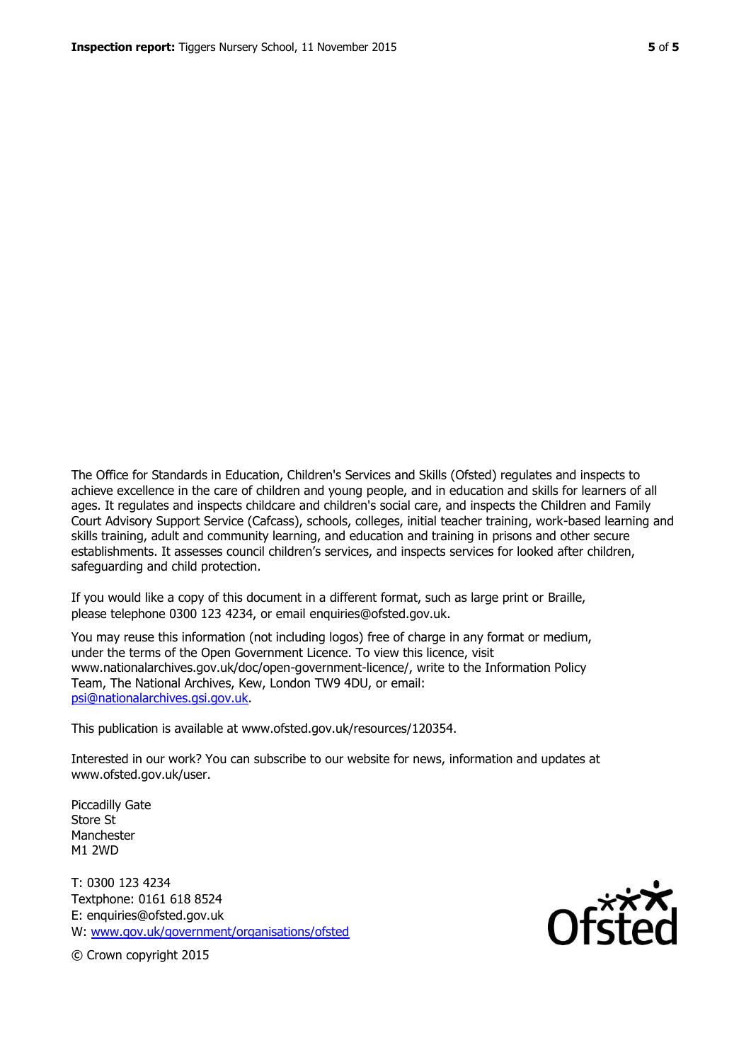The Office for Standards in Education, Children's Services and Skills (Ofsted) regulates and inspects to achieve excellence in the care of children and young people, and in education and skills for learners of all ages. It regulates and inspects childcare and children's social care, and inspects the Children and Family Court Advisory Support Service (Cafcass), schools, colleges, initial teacher training, work-based learning and skills training, adult and community learning, and education and training in prisons and other secure establishments. It assesses council children's services, and inspects services for looked after children, safeguarding and child protection.

If you would like a copy of this document in a different format, such as large print or Braille, please telephone 0300 123 4234, or email enquiries@ofsted.gov.uk.

You may reuse this information (not including logos) free of charge in any format or medium, under the terms of the Open Government Licence. To view this licence, visit www.nationalarchives.gov.uk/doc/open-government-licence/, write to the Information Policy Team, The National Archives, Kew, London TW9 4DU, or email: psi@nationalarchives.gsi.gov.uk.

This publication is available at www.ofsted.gov.uk/resources/120354.

Interested in our work? You can subscribe to our website for news, information and updates at www.ofsted.gov.uk/user.

Piccadilly Gate
Store St
Manchester
M1 2WD

T: 0300 123 4234
Textphone: 0161 618 8524
E: enquiries@ofsted.gov.uk
W: www.gov.uk/government/organisations/ofsted

© Crown copyright 2015